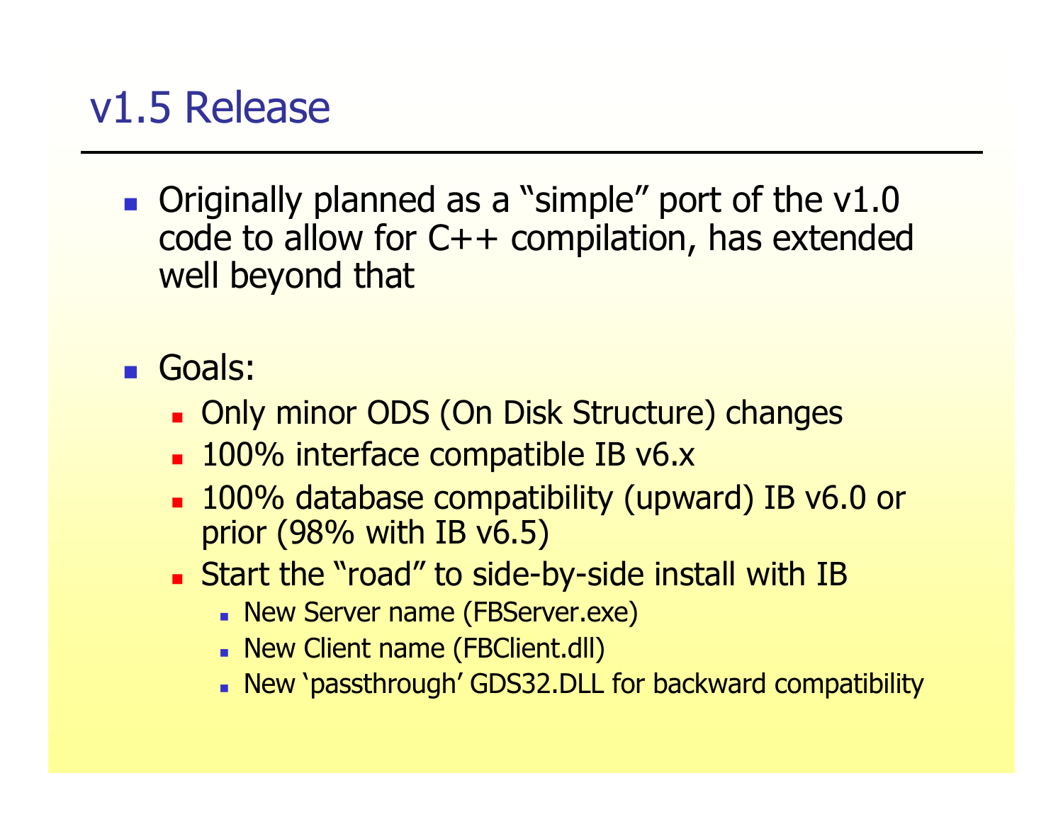# v1.5 Release

- Originally planned as a "simple" port of the v1.0 code to allow for C++ compilation, has extended well beyond that

- Goals:
  - Only minor ODS (On Disk Structure) changes
  - 100% interface compatible IB v6.x
  - 100% database compatibility (upward) IB v6.0 or prior (98% with IB v6.5)
  - Start the "road" to side-by-side install with IB
    - New Server name (FBServer.exe)
    - New Client name (FBClient.dll)
    - New 'passthrough' GDS32.DLL for backward compatibility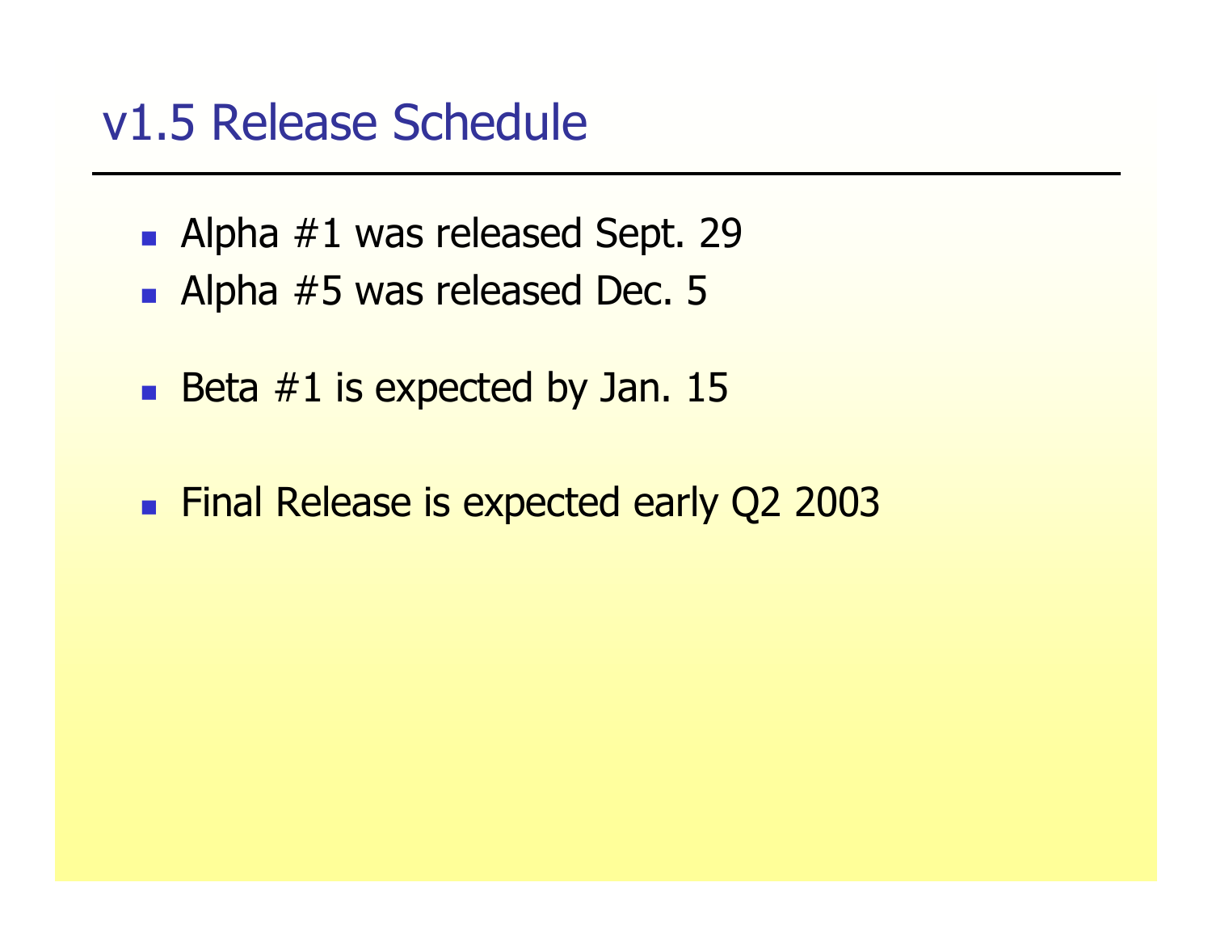# v1.5 Release Schedule

- Alpha #1 was released Sept. 29
- Alpha #5 was released Dec. 5

- Beta #1 is expected by Jan. 15

- Final Release is expected early Q2 2003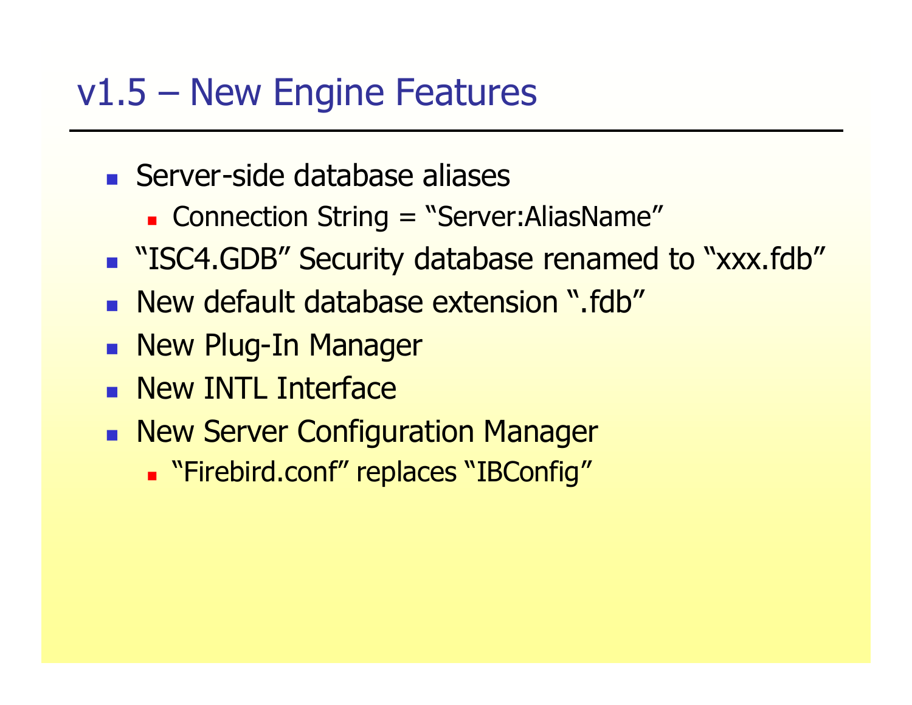# v1.5 – New Engine Features

- Server-side database aliases
  - Connection String = "Server:AliasName"
- "ISC4.GDB" Security database renamed to "xxx.fdb"
- New default database extension ".fdb"
- New Plug-In Manager
- New INTL Interface
- New Server Configuration Manager
  - "Firebird.conf" replaces "IBConfig"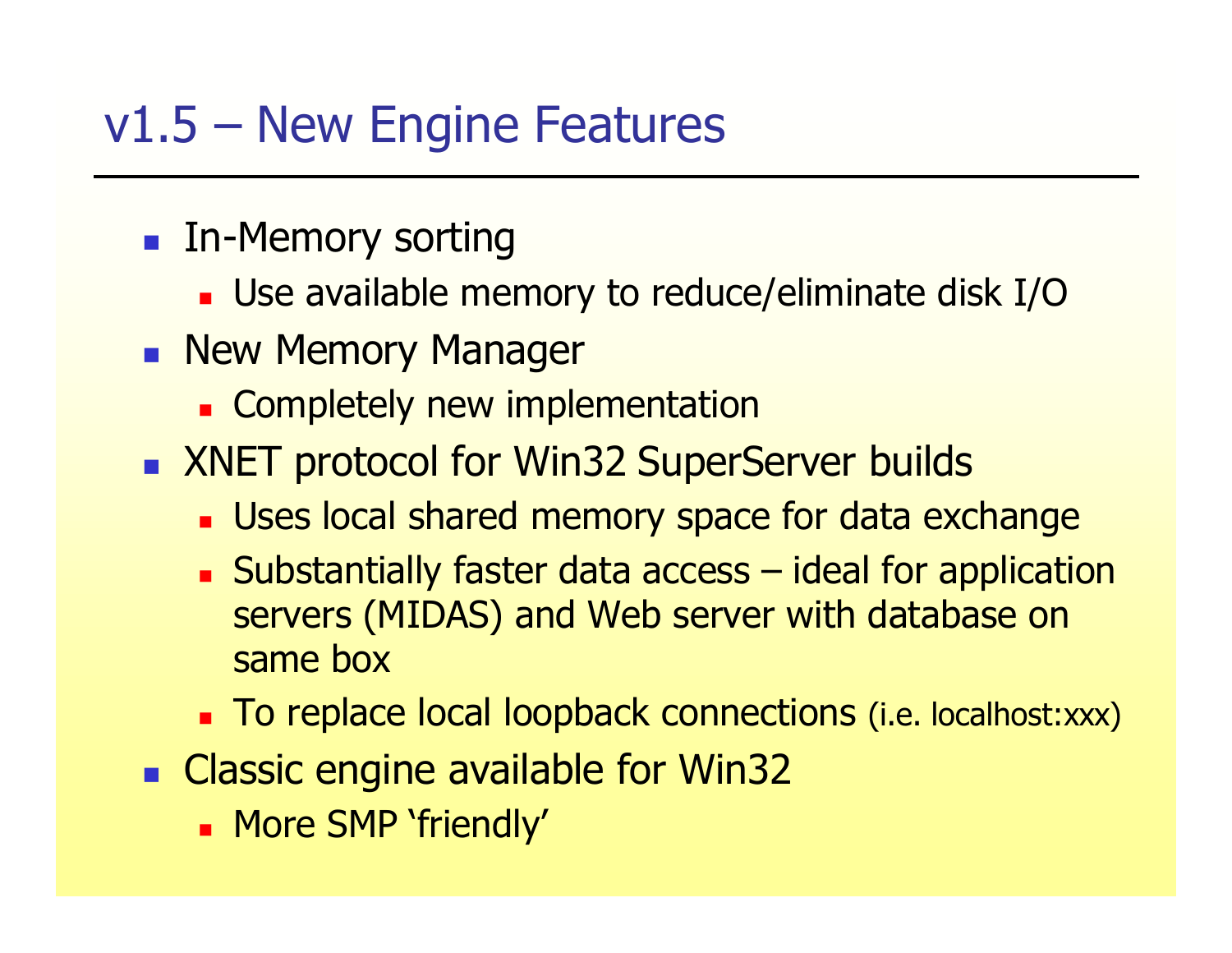# v1.5 – New Engine Features

- In-Memory sorting
  - Use available memory to reduce/eliminate disk I/O
- New Memory Manager
  - Completely new implementation
- XNET protocol for Win32 SuperServer builds
  - Uses local shared memory space for data exchange
  - Substantially faster data access – ideal for application servers (MIDAS) and Web server with database on same box
  - To replace local loopback connections (i.e. localhost:xxx)
- Classic engine available for Win32
  - More SMP 'friendly'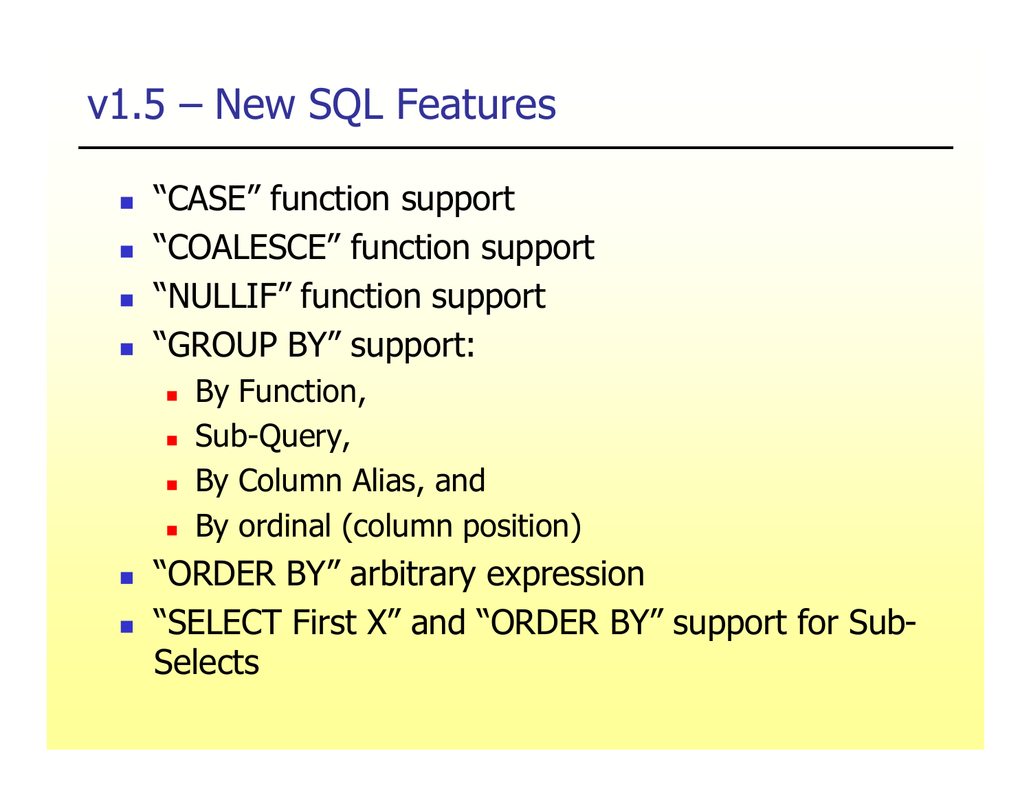# v1.5 – New SQL Features

- "CASE" function support
- "COALESCE" function support
- "NULLIF" function support
- "GROUP BY" support:
  - By Function,
  - Sub-Query,
  - By Column Alias, and
  - By ordinal (column position)
- "ORDER BY" arbitrary expression
- "SELECT First X" and "ORDER BY" support for Sub-Selects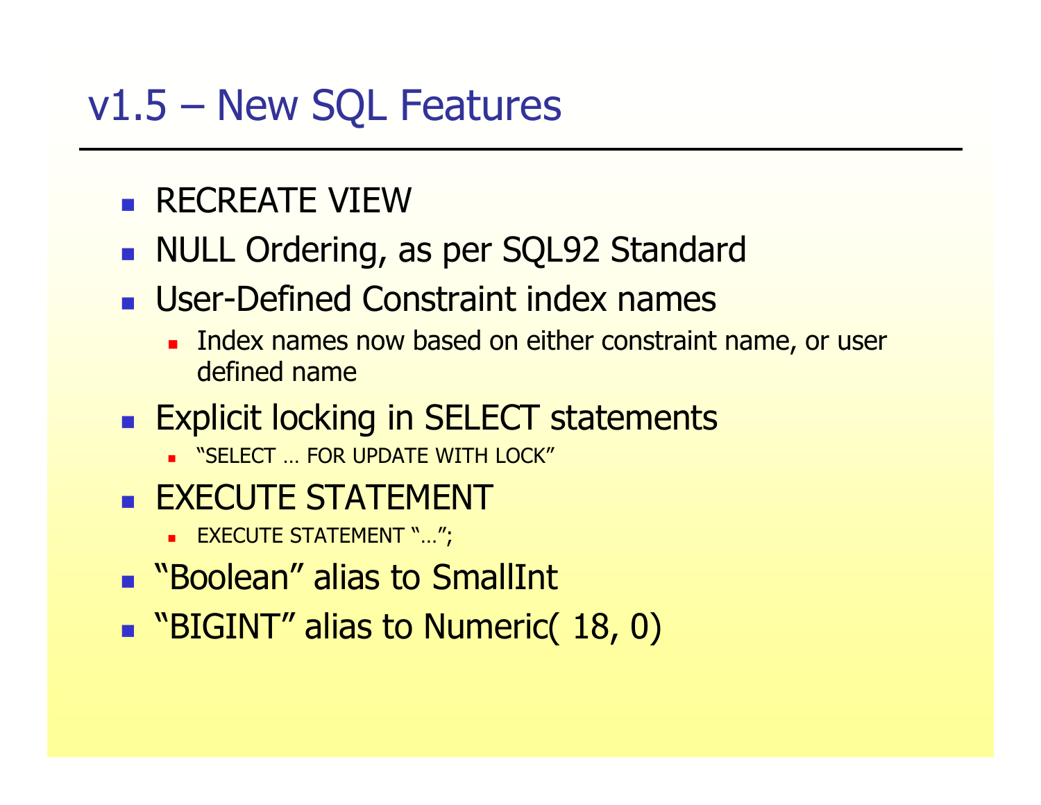# v1.5 – New SQL Features

- RECREATE VIEW
- NULL Ordering, as per SQL92 Standard
- User-Defined Constraint index names
  - Index names now based on either constraint name, or user defined name
- Explicit locking in SELECT statements
  - "SELECT … FOR UPDATE WITH LOCK"
- EXECUTE STATEMENT
  - EXECUTE STATEMENT "…";
- "Boolean" alias to SmallInt
- "BIGINT" alias to Numeric( 18, 0)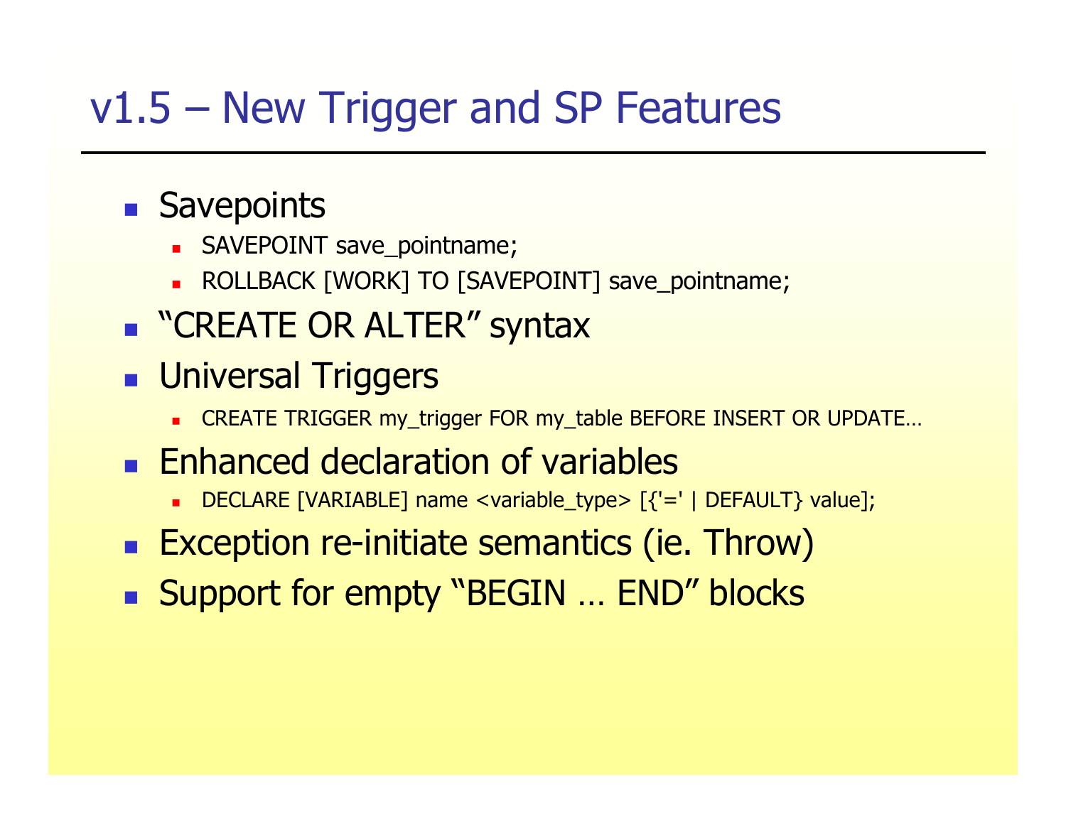# v1.5 – New Trigger and SP Features

- Savepoints
  - SAVEPOINT save_pointname;
  - ROLLBACK [WORK] TO [SAVEPOINT] save_pointname;
- "CREATE OR ALTER" syntax
- Universal Triggers
  - CREATE TRIGGER my_trigger FOR my_table BEFORE INSERT OR UPDATE…
- Enhanced declaration of variables
  - DECLARE [VARIABLE] name <variable_type> [{'=' | DEFAULT} value];
- Exception re-initiate semantics (ie. Throw)
- Support for empty "BEGIN … END" blocks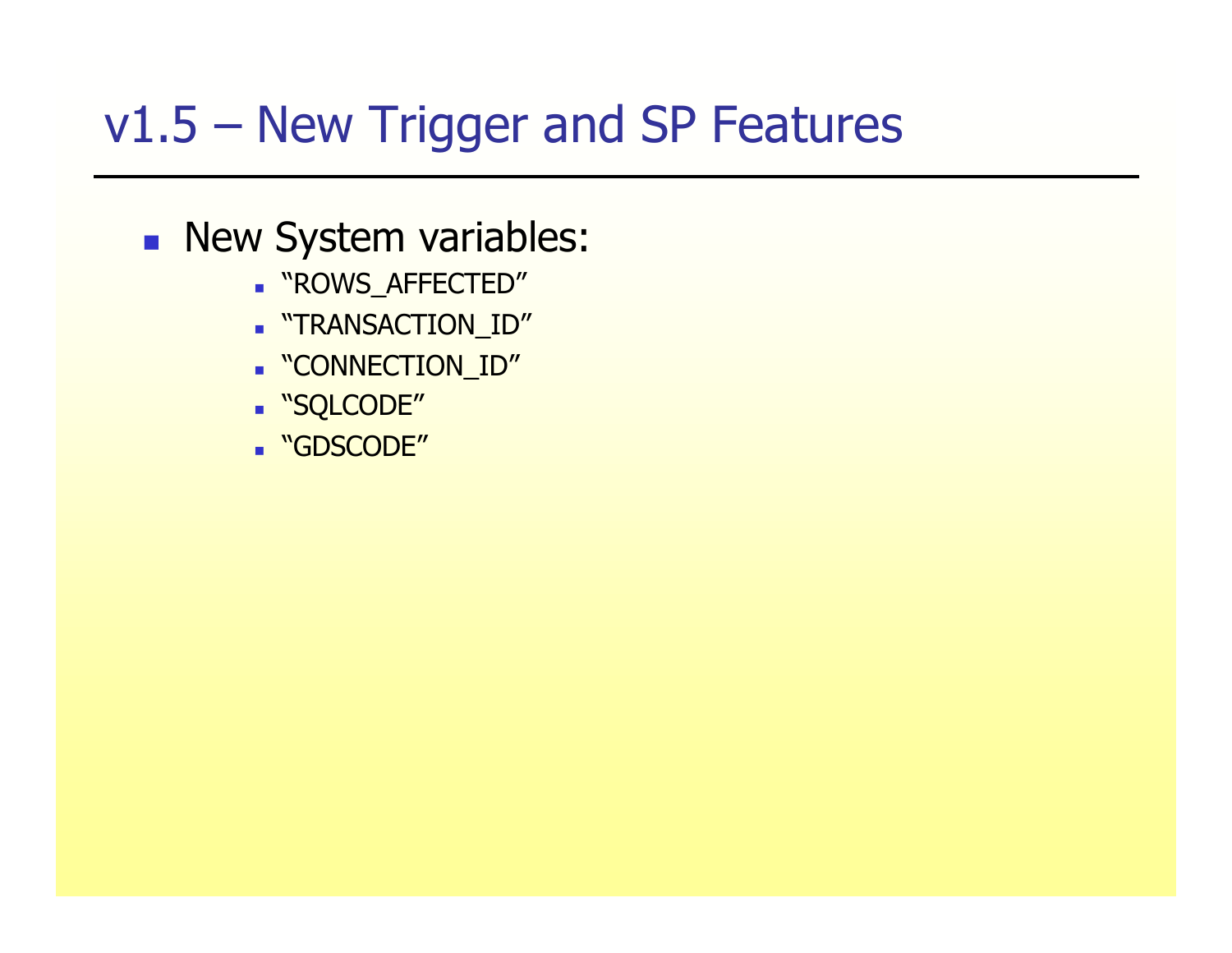# v1.5 – New Trigger and SP Features

- New System variables:
  - "ROWS_AFFECTED"
  - "TRANSACTION_ID"
  - "CONNECTION_ID"
  - "SQLCODE"
  - "GDSCODE"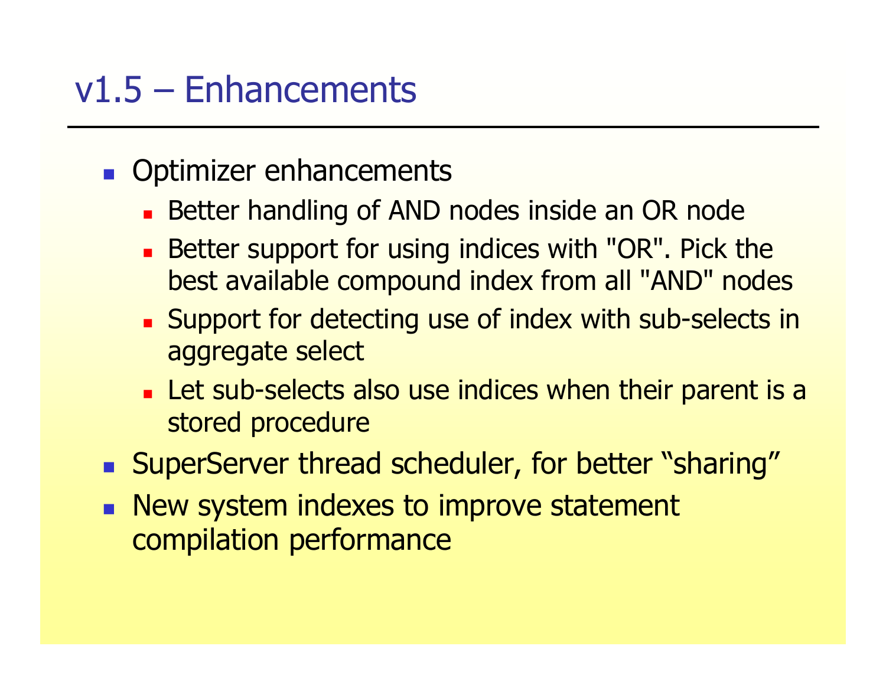# v1.5 – Enhancements

- Optimizer enhancements
  - Better handling of AND nodes inside an OR node
  - Better support for using indices with "OR". Pick the best available compound index from all "AND" nodes
  - Support for detecting use of index with sub-selects in aggregate select
  - Let sub-selects also use indices when their parent is a stored procedure
- SuperServer thread scheduler, for better "sharing"
- New system indexes to improve statement compilation performance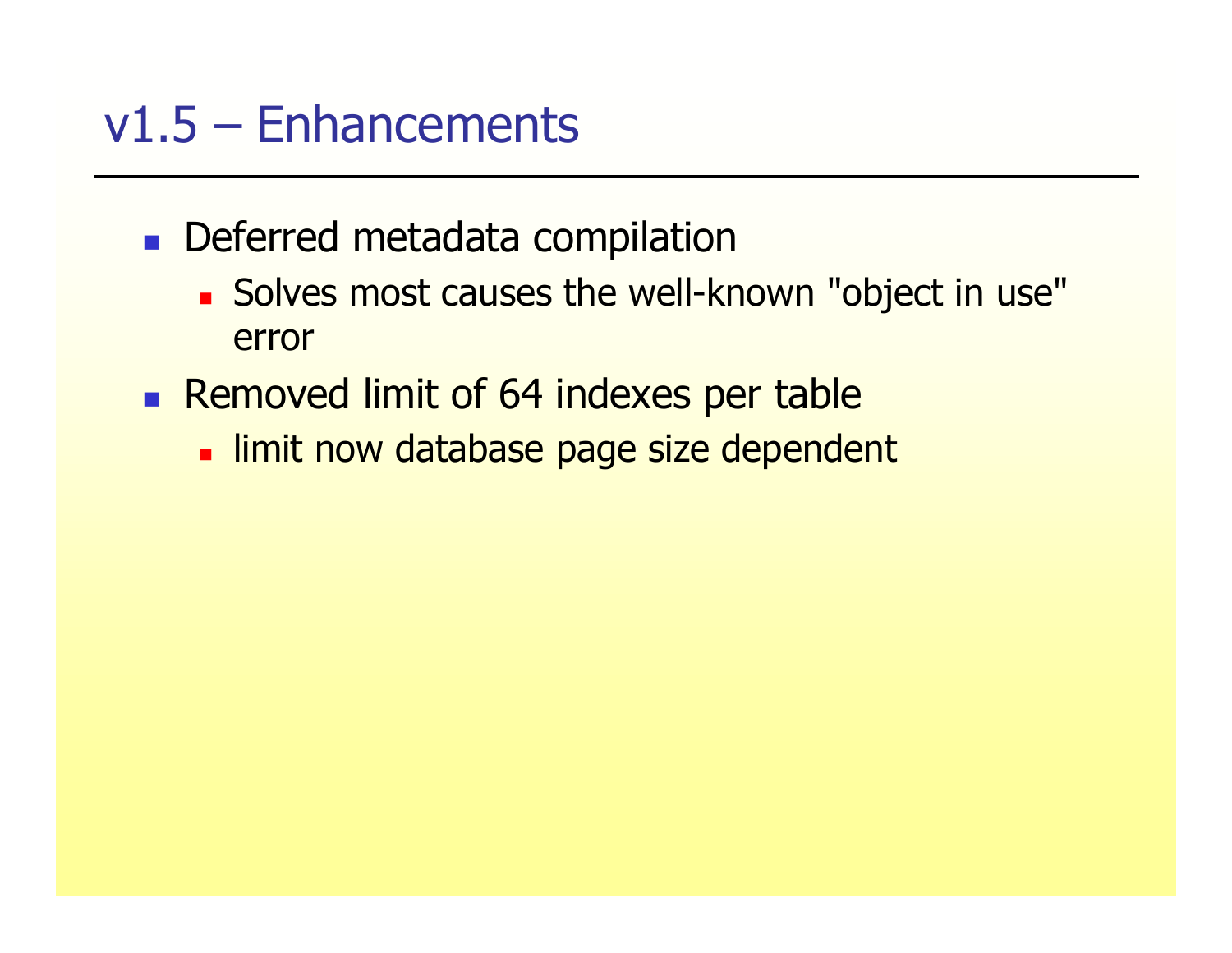# v1.5 – Enhancements

- Deferred metadata compilation
  - Solves most causes the well-known "object in use" error
- Removed limit of 64 indexes per table
  - limit now database page size dependent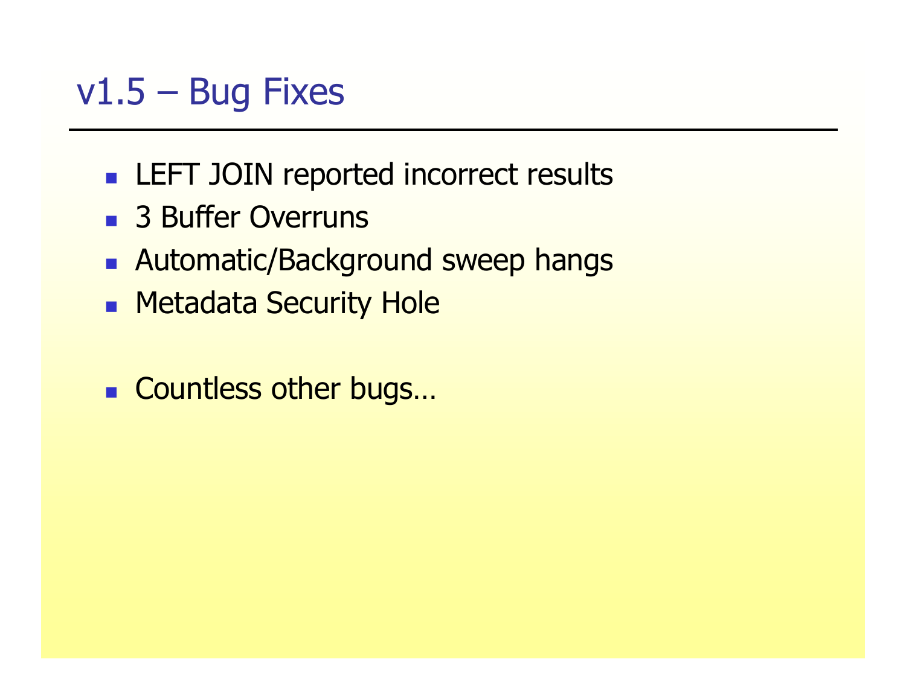# v1.5 – Bug Fixes

- LEFT JOIN reported incorrect results
- 3 Buffer Overruns
- Automatic/Background sweep hangs
- Metadata Security Hole

- Countless other bugs…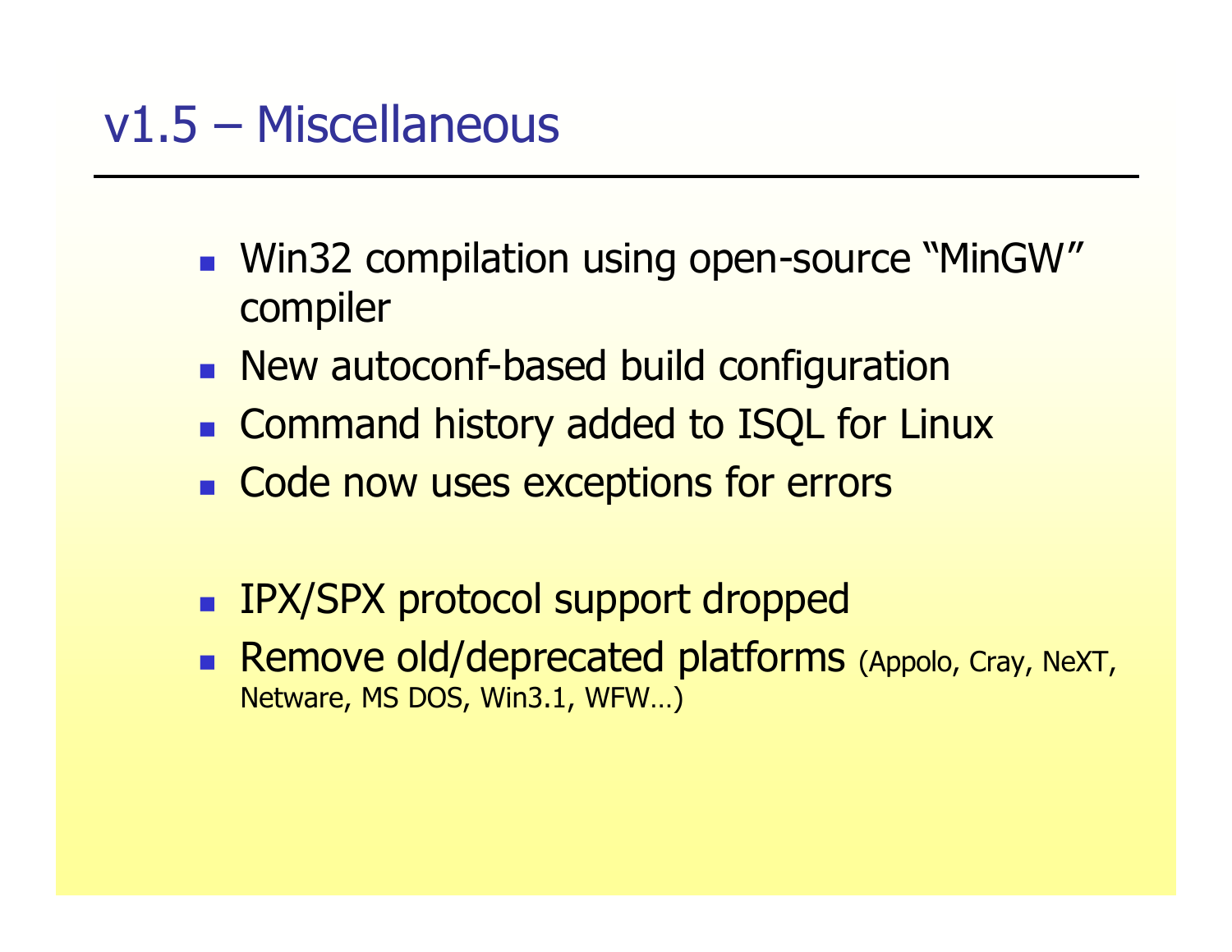# v1.5 – Miscellaneous

- Win32 compilation using open-source "MinGW" compiler
- New autoconf-based build configuration
- Command history added to ISQL for Linux
- Code now uses exceptions for errors

- IPX/SPX protocol support dropped
- Remove old/deprecated platforms (Appolo, Cray, NeXT, Netware, MS DOS, Win3.1, WFW…)